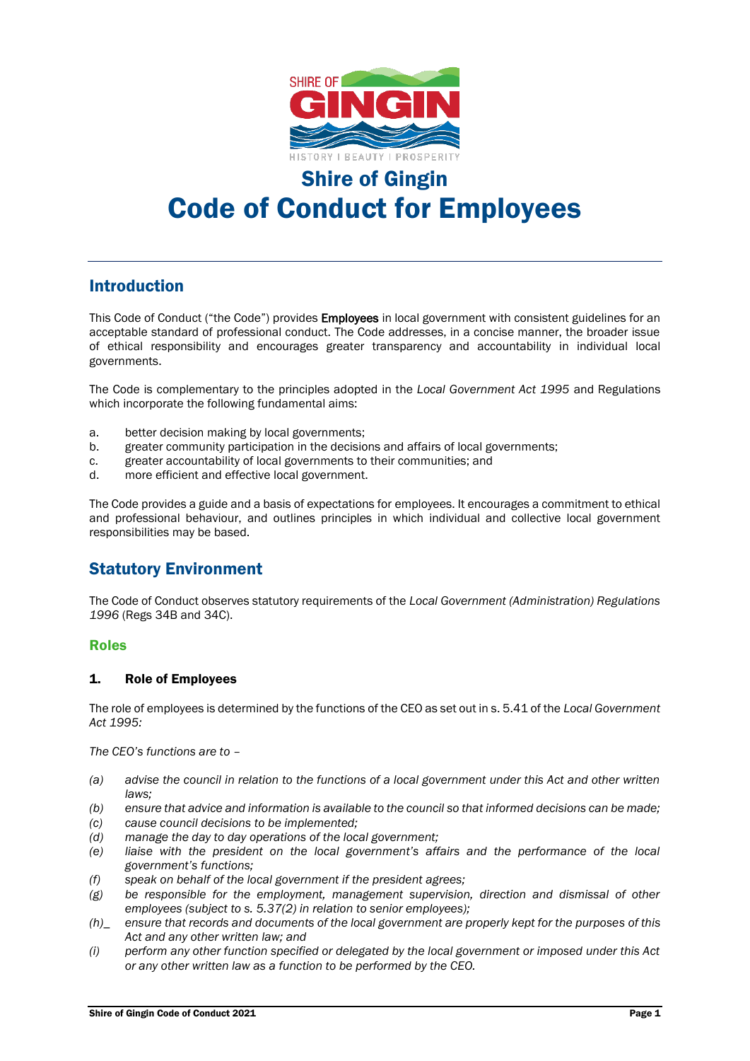# Shire of Gingin
# Code of Conduct for Employees

## Introduction

This Code of Conduct ("the Code") provides **Employees** in local government with consistent guidelines for an acceptable standard of professional conduct. The Code addresses, in a concise manner, the broader issue of ethical responsibility and encourages greater transparency and accountability in individual local governments.

The Code is complementary to the principles adopted in the *Local Government Act 1995* and Regulations which incorporate the following fundamental aims:

a. better decision making by local governments;
b. greater community participation in the decisions and affairs of local governments;
c. greater accountability of local governments to their communities; and
d. more efficient and effective local government.

The Code provides a guide and a basis of expectations for employees. It encourages a commitment to ethical and professional behaviour, and outlines principles in which individual and collective local government responsibilities may be based.

## Statutory Environment

The Code of Conduct observes statutory requirements of the *Local Government (Administration) Regulations 1996* (Regs 34B and 34C).

### Roles

#### 1. Role of Employees

The role of employees is determined by the functions of the CEO as set out in s. 5.41 of the *Local Government Act 1995:*

*The CEO's functions are to –*

*(a) advise the council in relation to the functions of a local government under this Act and other written laws;*
*(b) ensure that advice and information is available to the council so that informed decisions can be made;*
*(c) cause council decisions to be implemented;*
*(d) manage the day to day operations of the local government;*
*(e) liaise with the president on the local government's affairs and the performance of the local government's functions;*
*(f) speak on behalf of the local government if the president agrees;*
*(g) be responsible for the employment, management supervision, direction and dismissal of other employees (subject to s. 5.37(2) in relation to senior employees);*
*(h)_ ensure that records and documents of the local government are properly kept for the purposes of this Act and any other written law; and*
*(i) perform any other function specified or delegated by the local government or imposed under this Act or any other written law as a function to be performed by the CEO.*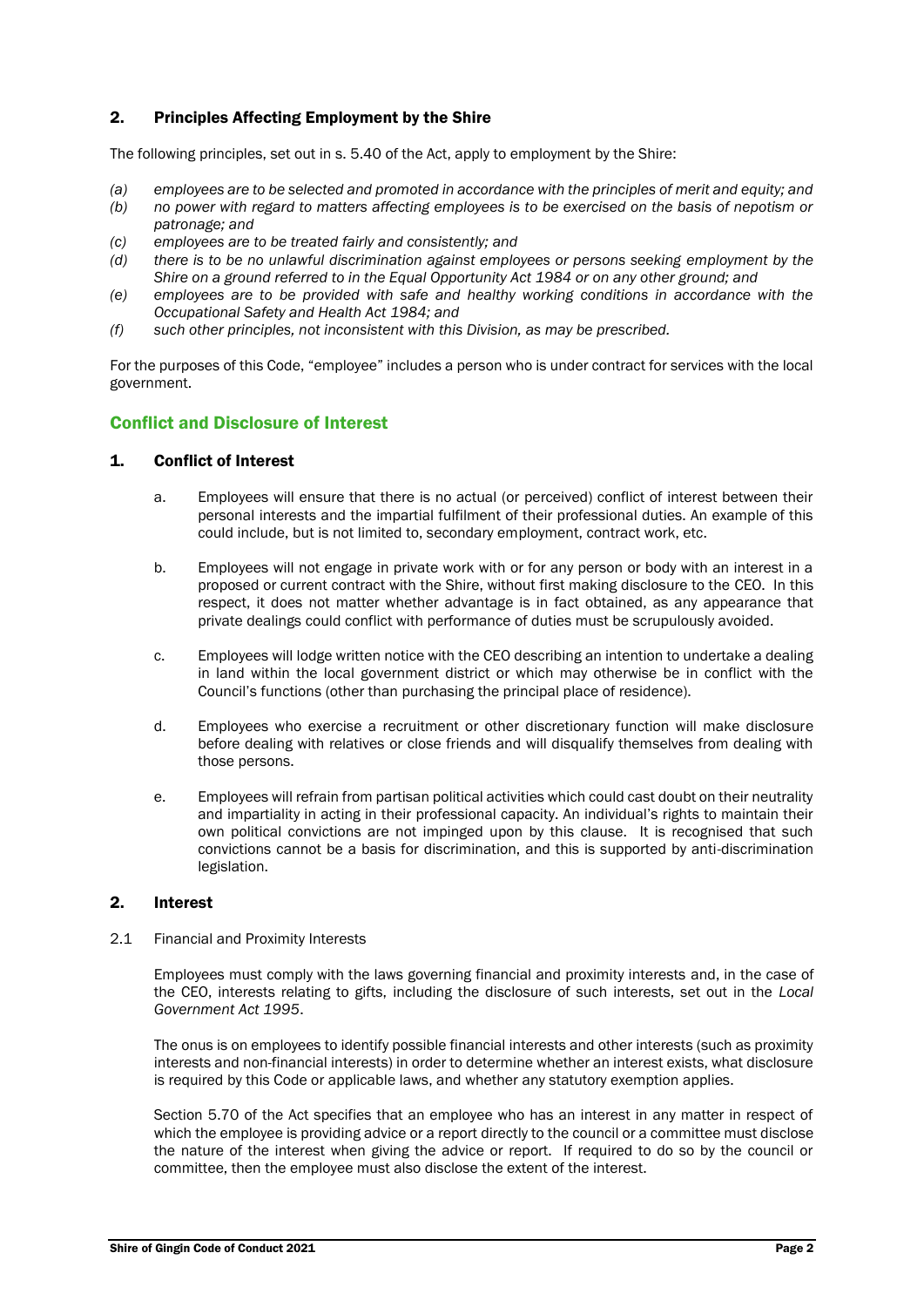## 2. Principles Affecting Employment by the Shire

The following principles, set out in s. 5.40 of the Act, apply to employment by the Shire:

*(a) employees are to be selected and promoted in accordance with the principles of merit and equity; and*
*(b) no power with regard to matters affecting employees is to be exercised on the basis of nepotism or patronage; and*
*(c) employees are to be treated fairly and consistently; and*
*(d) there is to be no unlawful discrimination against employees or persons seeking employment by the Shire on a ground referred to in the Equal Opportunity Act 1984 or on any other ground; and*
*(e) employees are to be provided with safe and healthy working conditions in accordance with the Occupational Safety and Health Act 1984; and*
*(f) such other principles, not inconsistent with this Division, as may be prescribed.*

For the purposes of this Code, "employee" includes a person who is under contract for services with the local government.

# Conflict and Disclosure of Interest

## 1. Conflict of Interest

a. Employees will ensure that there is no actual (or perceived) conflict of interest between their personal interests and the impartial fulfilment of their professional duties. An example of this could include, but is not limited to, secondary employment, contract work, etc.

b. Employees will not engage in private work with or for any person or body with an interest in a proposed or current contract with the Shire, without first making disclosure to the CEO. In this respect, it does not matter whether advantage is in fact obtained, as any appearance that private dealings could conflict with performance of duties must be scrupulously avoided.

c. Employees will lodge written notice with the CEO describing an intention to undertake a dealing in land within the local government district or which may otherwise be in conflict with the Council's functions (other than purchasing the principal place of residence).

d. Employees who exercise a recruitment or other discretionary function will make disclosure before dealing with relatives or close friends and will disqualify themselves from dealing with those persons.

e. Employees will refrain from partisan political activities which could cast doubt on their neutrality and impartiality in acting in their professional capacity. An individual's rights to maintain their own political convictions are not impinged upon by this clause. It is recognised that such convictions cannot be a basis for discrimination, and this is supported by anti-discrimination legislation.

## 2. Interest

2.1 Financial and Proximity Interests

Employees must comply with the laws governing financial and proximity interests and, in the case of the CEO, interests relating to gifts, including the disclosure of such interests, set out in the *Local Government Act 1995*.

The onus is on employees to identify possible financial interests and other interests (such as proximity interests and non-financial interests) in order to determine whether an interest exists, what disclosure is required by this Code or applicable laws, and whether any statutory exemption applies.

Section 5.70 of the Act specifies that an employee who has an interest in any matter in respect of which the employee is providing advice or a report directly to the council or a committee must disclose the nature of the interest when giving the advice or report. If required to do so by the council or committee, then the employee must also disclose the extent of the interest.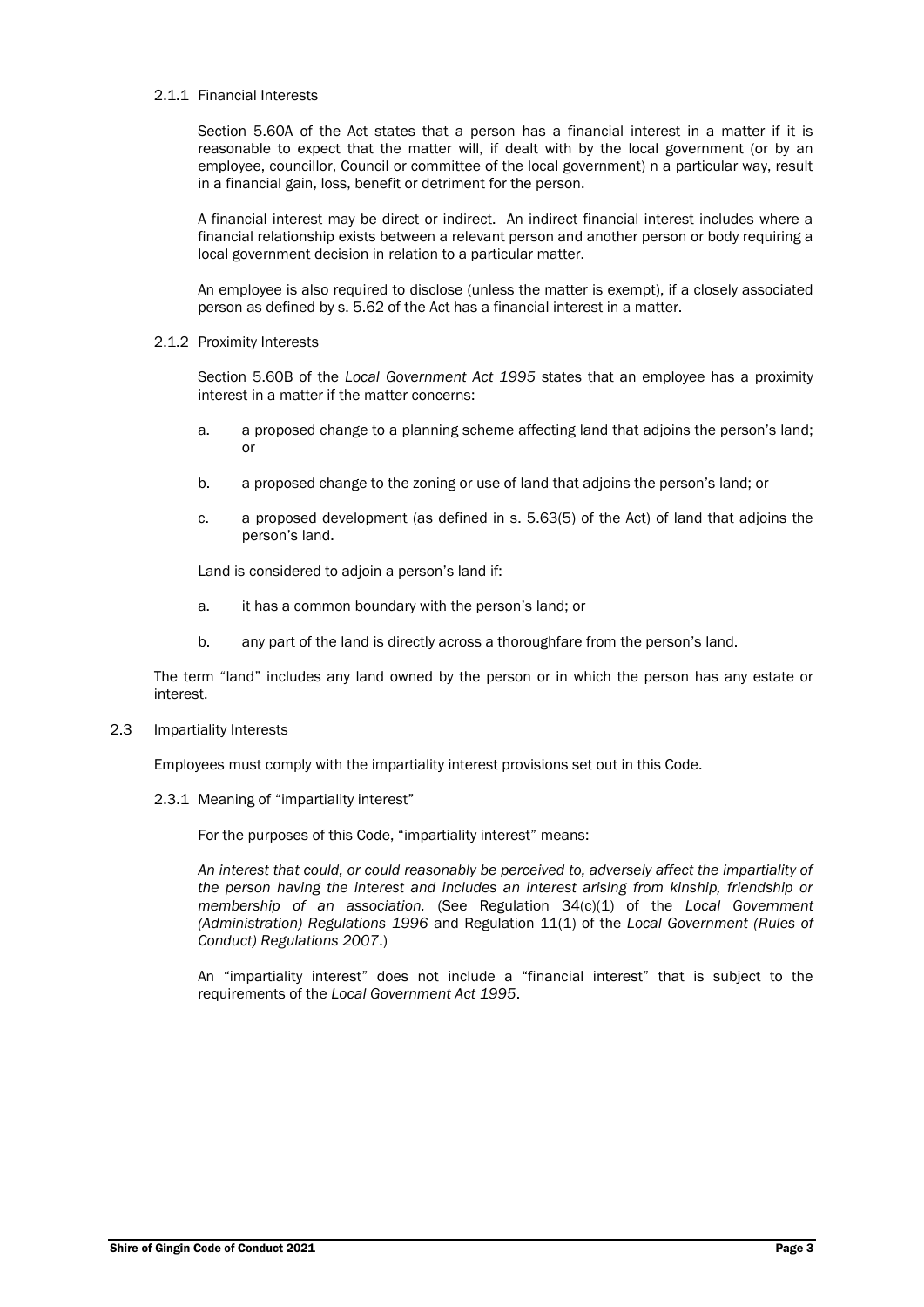#### 2.1.1 Financial Interests

Section 5.60A of the Act states that a person has a financial interest in a matter if it is reasonable to expect that the matter will, if dealt with by the local government (or by an employee, councillor, Council or committee of the local government) n a particular way, result in a financial gain, loss, benefit or detriment for the person.

A financial interest may be direct or indirect. An indirect financial interest includes where a financial relationship exists between a relevant person and another person or body requiring a local government decision in relation to a particular matter.

An employee is also required to disclose (unless the matter is exempt), if a closely associated person as defined by s. 5.62 of the Act has a financial interest in a matter.

#### 2.1.2 Proximity Interests

Section 5.60B of the *Local Government Act 1995* states that an employee has a proximity interest in a matter if the matter concerns:

a. a proposed change to a planning scheme affecting land that adjoins the person's land; or

b. a proposed change to the zoning or use of land that adjoins the person's land; or

c. a proposed development (as defined in s. 5.63(5) of the Act) of land that adjoins the person's land.

Land is considered to adjoin a person's land if:

a. it has a common boundary with the person's land; or

b. any part of the land is directly across a thoroughfare from the person's land.

The term "land" includes any land owned by the person or in which the person has any estate or interest.

### 2.3 Impartiality Interests

Employees must comply with the impartiality interest provisions set out in this Code.

#### 2.3.1 Meaning of "impartiality interest"

For the purposes of this Code, "impartiality interest" means:

*An interest that could, or could reasonably be perceived to, adversely affect the impartiality of the person having the interest and includes an interest arising from kinship, friendship or membership of an association.* (See Regulation 34(c)(1) of the *Local Government (Administration) Regulations 1996* and Regulation 11(1) of the *Local Government (Rules of Conduct) Regulations 2007*.)

An "impartiality interest" does not include a "financial interest" that is subject to the requirements of the *Local Government Act 1995*.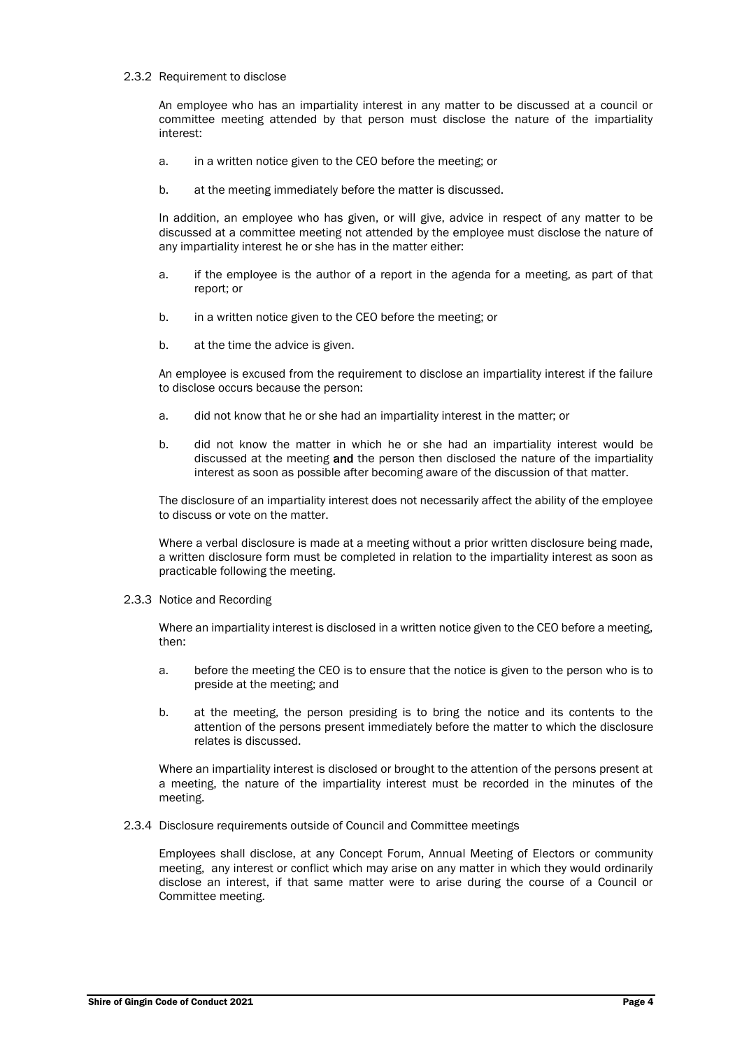2.3.2 Requirement to disclose

An employee who has an impartiality interest in any matter to be discussed at a council or committee meeting attended by that person must disclose the nature of the impartiality interest:

a. in a written notice given to the CEO before the meeting; or

b. at the meeting immediately before the matter is discussed.

In addition, an employee who has given, or will give, advice in respect of any matter to be discussed at a committee meeting not attended by the employee must disclose the nature of any impartiality interest he or she has in the matter either:

a. if the employee is the author of a report in the agenda for a meeting, as part of that report; or

b. in a written notice given to the CEO before the meeting; or

b. at the time the advice is given.

An employee is excused from the requirement to disclose an impartiality interest if the failure to disclose occurs because the person:

a. did not know that he or she had an impartiality interest in the matter; or

b. did not know the matter in which he or she had an impartiality interest would be discussed at the meeting **and** the person then disclosed the nature of the impartiality interest as soon as possible after becoming aware of the discussion of that matter.

The disclosure of an impartiality interest does not necessarily affect the ability of the employee to discuss or vote on the matter.

Where a verbal disclosure is made at a meeting without a prior written disclosure being made, a written disclosure form must be completed in relation to the impartiality interest as soon as practicable following the meeting.

2.3.3 Notice and Recording

Where an impartiality interest is disclosed in a written notice given to the CEO before a meeting, then:

a. before the meeting the CEO is to ensure that the notice is given to the person who is to preside at the meeting; and

b. at the meeting, the person presiding is to bring the notice and its contents to the attention of the persons present immediately before the matter to which the disclosure relates is discussed.

Where an impartiality interest is disclosed or brought to the attention of the persons present at a meeting, the nature of the impartiality interest must be recorded in the minutes of the meeting.

2.3.4 Disclosure requirements outside of Council and Committee meetings

Employees shall disclose, at any Concept Forum, Annual Meeting of Electors or community meeting, any interest or conflict which may arise on any matter in which they would ordinarily disclose an interest, if that same matter were to arise during the course of a Council or Committee meeting.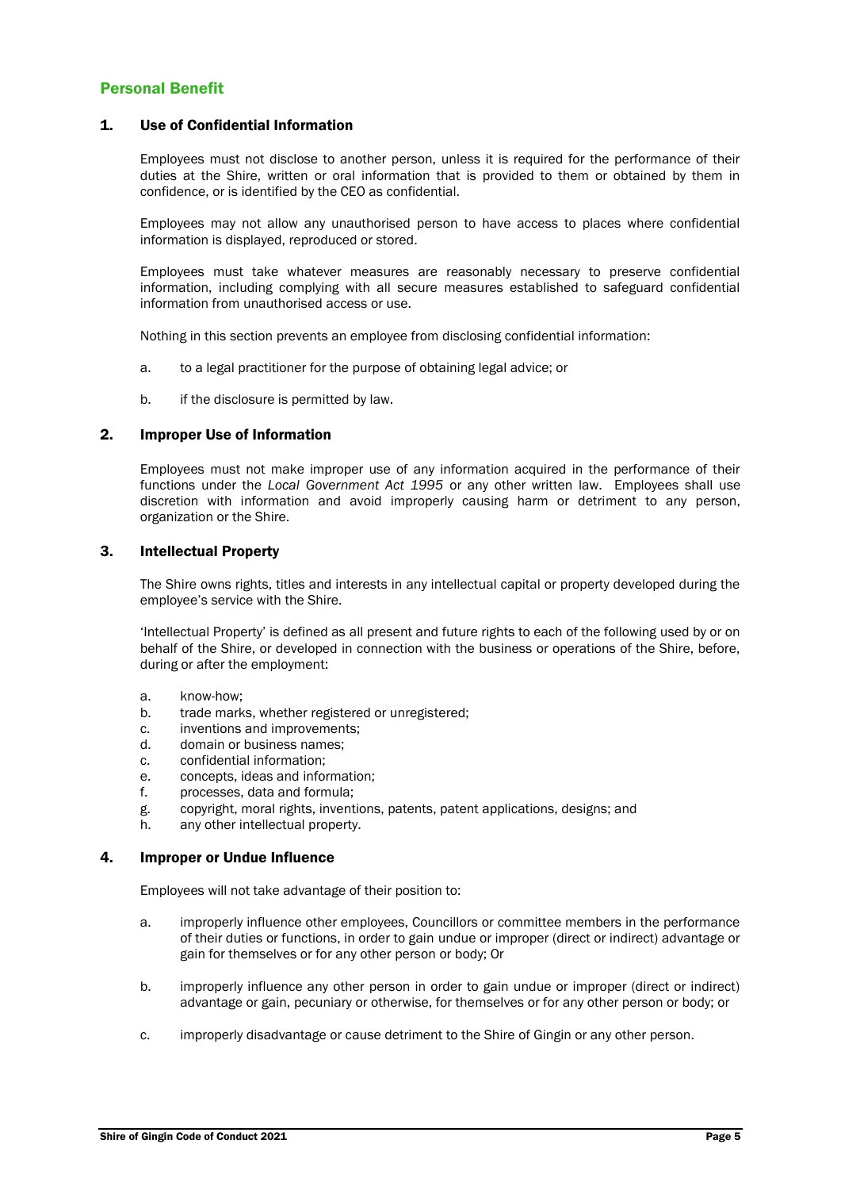## Personal Benefit

### 1. Use of Confidential Information

Employees must not disclose to another person, unless it is required for the performance of their duties at the Shire, written or oral information that is provided to them or obtained by them in confidence, or is identified by the CEO as confidential.

Employees may not allow any unauthorised person to have access to places where confidential information is displayed, reproduced or stored.

Employees must take whatever measures are reasonably necessary to preserve confidential information, including complying with all secure measures established to safeguard confidential information from unauthorised access or use.

Nothing in this section prevents an employee from disclosing confidential information:

a. to a legal practitioner for the purpose of obtaining legal advice; or

b. if the disclosure is permitted by law.

### 2. Improper Use of Information

Employees must not make improper use of any information acquired in the performance of their functions under the *Local Government Act 1995* or any other written law. Employees shall use discretion with information and avoid improperly causing harm or detriment to any person, organization or the Shire.

### 3. Intellectual Property

The Shire owns rights, titles and interests in any intellectual capital or property developed during the employee's service with the Shire.

'Intellectual Property' is defined as all present and future rights to each of the following used by or on behalf of the Shire, or developed in connection with the business or operations of the Shire, before, during or after the employment:

a. know-how;
b. trade marks, whether registered or unregistered;
c. inventions and improvements;
d. domain or business names;
c. confidential information;
e. concepts, ideas and information;
f. processes, data and formula;
g. copyright, moral rights, inventions, patents, patent applications, designs; and
h. any other intellectual property.

### 4. Improper or Undue Influence

Employees will not take advantage of their position to:

a. improperly influence other employees, Councillors or committee members in the performance of their duties or functions, in order to gain undue or improper (direct or indirect) advantage or gain for themselves or for any other person or body; Or

b. improperly influence any other person in order to gain undue or improper (direct or indirect) advantage or gain, pecuniary or otherwise, for themselves or for any other person or body; or

c. improperly disadvantage or cause detriment to the Shire of Gingin or any other person.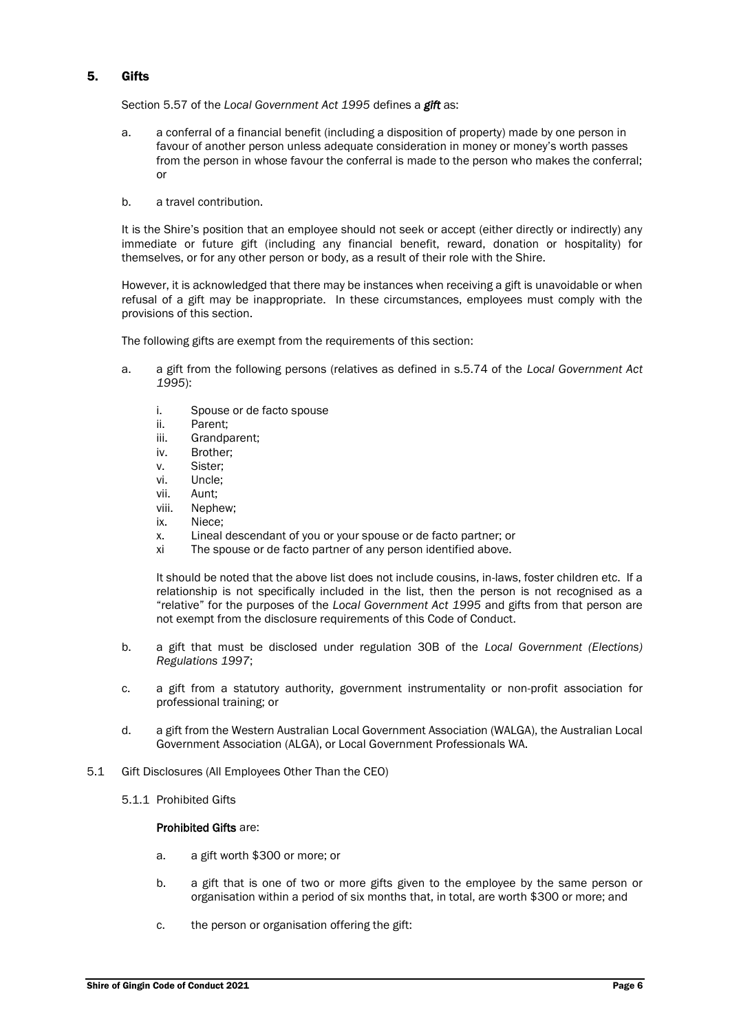## 5. Gifts

Section 5.57 of the *Local Government Act 1995* defines a ***gift*** as:

a. a conferral of a financial benefit (including a disposition of property) made by one person in favour of another person unless adequate consideration in money or money's worth passes from the person in whose favour the conferral is made to the person who makes the conferral; or

b. a travel contribution.

It is the Shire's position that an employee should not seek or accept (either directly or indirectly) any immediate or future gift (including any financial benefit, reward, donation or hospitality) for themselves, or for any other person or body, as a result of their role with the Shire.

However, it is acknowledged that there may be instances when receiving a gift is unavoidable or when refusal of a gift may be inappropriate. In these circumstances, employees must comply with the provisions of this section.

The following gifts are exempt from the requirements of this section:

a. a gift from the following persons (relatives as defined in s.5.74 of the *Local Government Act 1995*):

   i. Spouse or de facto spouse
   ii. Parent;
   iii. Grandparent;
   iv. Brother;
   v. Sister;
   vi. Uncle;
   vii. Aunt;
   viii. Nephew;
   ix. Niece;
   x. Lineal descendant of you or your spouse or de facto partner; or
   xi The spouse or de facto partner of any person identified above.

   It should be noted that the above list does not include cousins, in-laws, foster children etc. If a relationship is not specifically included in the list, then the person is not recognised as a "relative" for the purposes of the *Local Government Act 1995* and gifts from that person are not exempt from the disclosure requirements of this Code of Conduct.

b. a gift that must be disclosed under regulation 30B of the *Local Government (Elections) Regulations 1997*;

c. a gift from a statutory authority, government instrumentality or non-profit association for professional training; or

d. a gift from the Western Australian Local Government Association (WALGA), the Australian Local Government Association (ALGA), or Local Government Professionals WA.

5.1 Gift Disclosures (All Employees Other Than the CEO)

5.1.1 Prohibited Gifts

**Prohibited Gifts** are:

a. a gift worth $300 or more; or

b. a gift that is one of two or more gifts given to the employee by the same person or organisation within a period of six months that, in total, are worth $300 or more; and

c. the person or organisation offering the gift: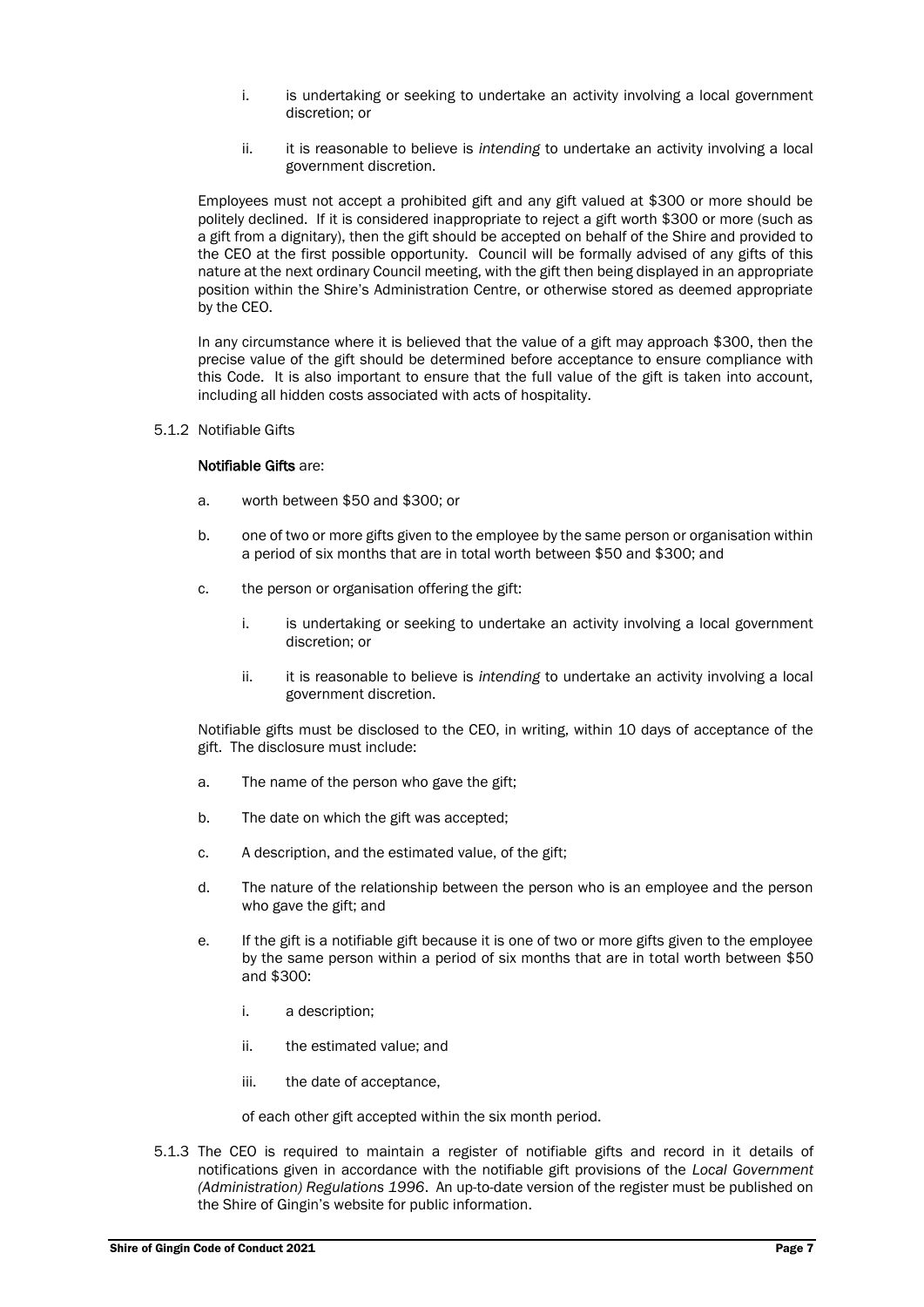i. is undertaking or seeking to undertake an activity involving a local government discretion; or

   ii. it is reasonable to believe is *intending* to undertake an activity involving a local government discretion.

Employees must not accept a prohibited gift and any gift valued at $300 or more should be politely declined. If it is considered inappropriate to reject a gift worth $300 or more (such as a gift from a dignitary), then the gift should be accepted on behalf of the Shire and provided to the CEO at the first possible opportunity. Council will be formally advised of any gifts of this nature at the next ordinary Council meeting, with the gift then being displayed in an appropriate position within the Shire's Administration Centre, or otherwise stored as deemed appropriate by the CEO.

In any circumstance where it is believed that the value of a gift may approach $300, then the precise value of the gift should be determined before acceptance to ensure compliance with this Code. It is also important to ensure that the full value of the gift is taken into account, including all hidden costs associated with acts of hospitality.

5.1.2 Notifiable Gifts

**Notifiable Gifts** are:

a. worth between $50 and $300; or

b. one of two or more gifts given to the employee by the same person or organisation within a period of six months that are in total worth between $50 and $300; and

c. the person or organisation offering the gift:

   i. is undertaking or seeking to undertake an activity involving a local government discretion; or

   ii. it is reasonable to believe is *intending* to undertake an activity involving a local government discretion.

Notifiable gifts must be disclosed to the CEO, in writing, within 10 days of acceptance of the gift. The disclosure must include:

a. The name of the person who gave the gift;

b. The date on which the gift was accepted;

c. A description, and the estimated value, of the gift;

d. The nature of the relationship between the person who is an employee and the person who gave the gift; and

e. If the gift is a notifiable gift because it is one of two or more gifts given to the employee by the same person within a period of six months that are in total worth between $50 and $300:

   i. a description;

   ii. the estimated value; and

   iii. the date of acceptance,

   of each other gift accepted within the six month period.

5.1.3 The CEO is required to maintain a register of notifiable gifts and record in it details of notifications given in accordance with the notifiable gift provisions of the *Local Government (Administration) Regulations 1996*. An up-to-date version of the register must be published on the Shire of Gingin's website for public information.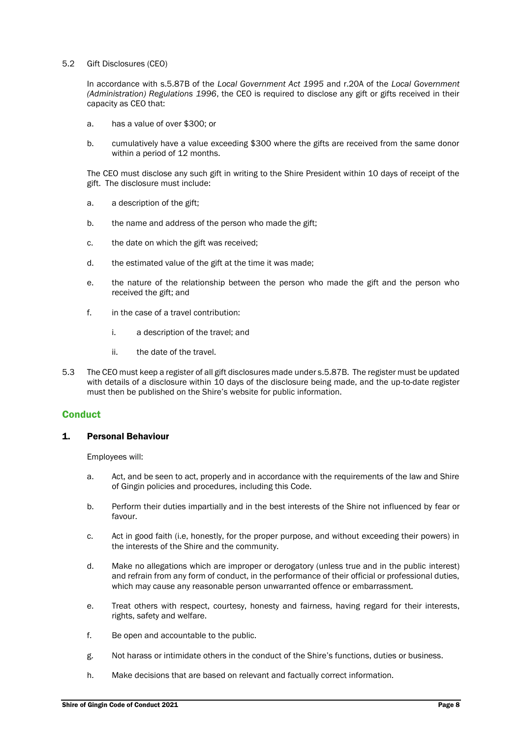5.2 Gift Disclosures (CEO)

In accordance with s.5.87B of the *Local Government Act 1995* and r.20A of the *Local Government (Administration) Regulations 1996*, the CEO is required to disclose any gift or gifts received in their capacity as CEO that:

a. has a value of over $300; or

b. cumulatively have a value exceeding $300 where the gifts are received from the same donor within a period of 12 months.

The CEO must disclose any such gift in writing to the Shire President within 10 days of receipt of the gift. The disclosure must include:

a. a description of the gift;

b. the name and address of the person who made the gift;

c. the date on which the gift was received;

d. the estimated value of the gift at the time it was made;

e. the nature of the relationship between the person who made the gift and the person who received the gift; and

f. in the case of a travel contribution:

   i. a description of the travel; and

   ii. the date of the travel.

5.3 The CEO must keep a register of all gift disclosures made under s.5.87B. The register must be updated with details of a disclosure within 10 days of the disclosure being made, and the up-to-date register must then be published on the Shire's website for public information.

## Conduct

### 1. Personal Behaviour

Employees will:

a. Act, and be seen to act, properly and in accordance with the requirements of the law and Shire of Gingin policies and procedures, including this Code.

b. Perform their duties impartially and in the best interests of the Shire not influenced by fear or favour.

c. Act in good faith (i.e, honestly, for the proper purpose, and without exceeding their powers) in the interests of the Shire and the community.

d. Make no allegations which are improper or derogatory (unless true and in the public interest) and refrain from any form of conduct, in the performance of their official or professional duties, which may cause any reasonable person unwarranted offence or embarrassment.

e. Treat others with respect, courtesy, honesty and fairness, having regard for their interests, rights, safety and welfare.

f. Be open and accountable to the public.

g. Not harass or intimidate others in the conduct of the Shire's functions, duties or business.

h. Make decisions that are based on relevant and factually correct information.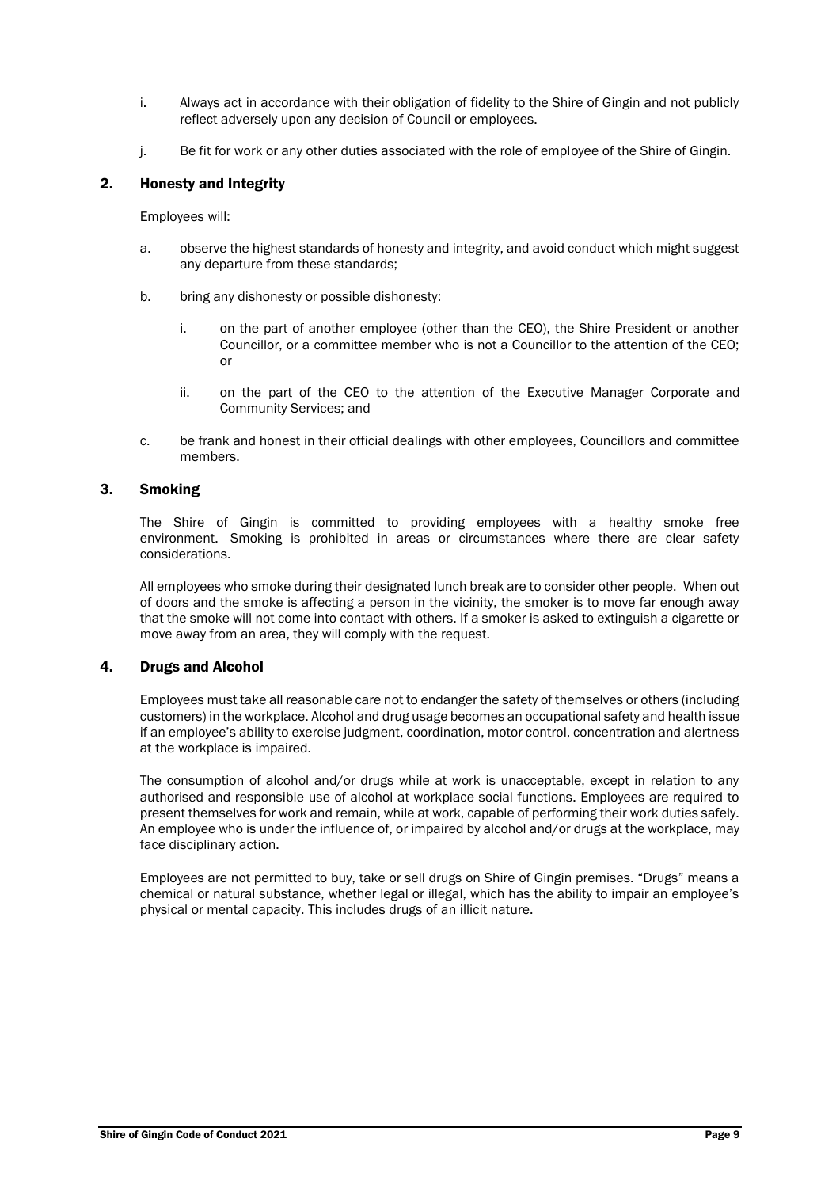i. Always act in accordance with their obligation of fidelity to the Shire of Gingin and not publicly reflect adversely upon any decision of Council or employees.

j. Be fit for work or any other duties associated with the role of employee of the Shire of Gingin.

## 2. Honesty and Integrity

Employees will:

a. observe the highest standards of honesty and integrity, and avoid conduct which might suggest any departure from these standards;

b. bring any dishonesty or possible dishonesty:

   i. on the part of another employee (other than the CEO), the Shire President or another Councillor, or a committee member who is not a Councillor to the attention of the CEO; or

   ii. on the part of the CEO to the attention of the Executive Manager Corporate and Community Services; and

c. be frank and honest in their official dealings with other employees, Councillors and committee members.

## 3. Smoking

The Shire of Gingin is committed to providing employees with a healthy smoke free environment. Smoking is prohibited in areas or circumstances where there are clear safety considerations.

All employees who smoke during their designated lunch break are to consider other people. When out of doors and the smoke is affecting a person in the vicinity, the smoker is to move far enough away that the smoke will not come into contact with others. If a smoker is asked to extinguish a cigarette or move away from an area, they will comply with the request.

## 4. Drugs and Alcohol

Employees must take all reasonable care not to endanger the safety of themselves or others (including customers) in the workplace. Alcohol and drug usage becomes an occupational safety and health issue if an employee's ability to exercise judgment, coordination, motor control, concentration and alertness at the workplace is impaired.

The consumption of alcohol and/or drugs while at work is unacceptable, except in relation to any authorised and responsible use of alcohol at workplace social functions. Employees are required to present themselves for work and remain, while at work, capable of performing their work duties safely. An employee who is under the influence of, or impaired by alcohol and/or drugs at the workplace, may face disciplinary action.

Employees are not permitted to buy, take or sell drugs on Shire of Gingin premises. "Drugs" means a chemical or natural substance, whether legal or illegal, which has the ability to impair an employee's physical or mental capacity. This includes drugs of an illicit nature.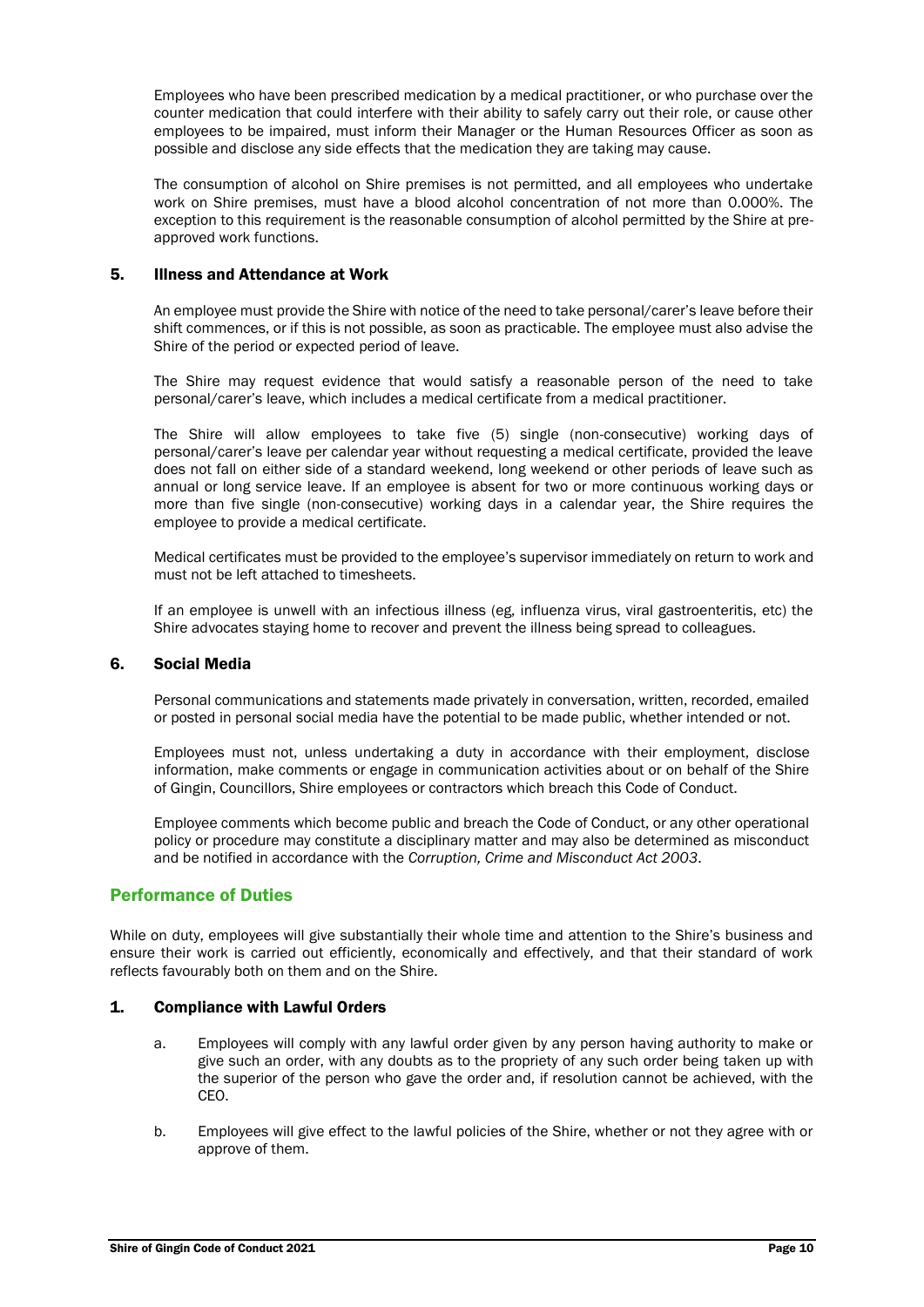Employees who have been prescribed medication by a medical practitioner, or who purchase over the counter medication that could interfere with their ability to safely carry out their role, or cause other employees to be impaired, must inform their Manager or the Human Resources Officer as soon as possible and disclose any side effects that the medication they are taking may cause.

The consumption of alcohol on Shire premises is not permitted, and all employees who undertake work on Shire premises, must have a blood alcohol concentration of not more than 0.000%. The exception to this requirement is the reasonable consumption of alcohol permitted by the Shire at pre-approved work functions.

### 5. Illness and Attendance at Work

An employee must provide the Shire with notice of the need to take personal/carer's leave before their shift commences, or if this is not possible, as soon as practicable. The employee must also advise the Shire of the period or expected period of leave.

The Shire may request evidence that would satisfy a reasonable person of the need to take personal/carer's leave, which includes a medical certificate from a medical practitioner.

The Shire will allow employees to take five (5) single (non-consecutive) working days of personal/carer's leave per calendar year without requesting a medical certificate, provided the leave does not fall on either side of a standard weekend, long weekend or other periods of leave such as annual or long service leave. If an employee is absent for two or more continuous working days or more than five single (non-consecutive) working days in a calendar year, the Shire requires the employee to provide a medical certificate.

Medical certificates must be provided to the employee's supervisor immediately on return to work and must not be left attached to timesheets.

If an employee is unwell with an infectious illness (eg, influenza virus, viral gastroenteritis, etc) the Shire advocates staying home to recover and prevent the illness being spread to colleagues.

### 6. Social Media

Personal communications and statements made privately in conversation, written, recorded, emailed or posted in personal social media have the potential to be made public, whether intended or not.

Employees must not, unless undertaking a duty in accordance with their employment, disclose information, make comments or engage in communication activities about or on behalf of the Shire of Gingin, Councillors, Shire employees or contractors which breach this Code of Conduct.

Employee comments which become public and breach the Code of Conduct, or any other operational policy or procedure may constitute a disciplinary matter and may also be determined as misconduct and be notified in accordance with the *Corruption, Crime and Misconduct Act 2003*.

## Performance of Duties

While on duty, employees will give substantially their whole time and attention to the Shire's business and ensure their work is carried out efficiently, economically and effectively, and that their standard of work reflects favourably both on them and on the Shire.

### 1. Compliance with Lawful Orders

a. Employees will comply with any lawful order given by any person having authority to make or give such an order, with any doubts as to the propriety of any such order being taken up with the superior of the person who gave the order and, if resolution cannot be achieved, with the CEO.

b. Employees will give effect to the lawful policies of the Shire, whether or not they agree with or approve of them.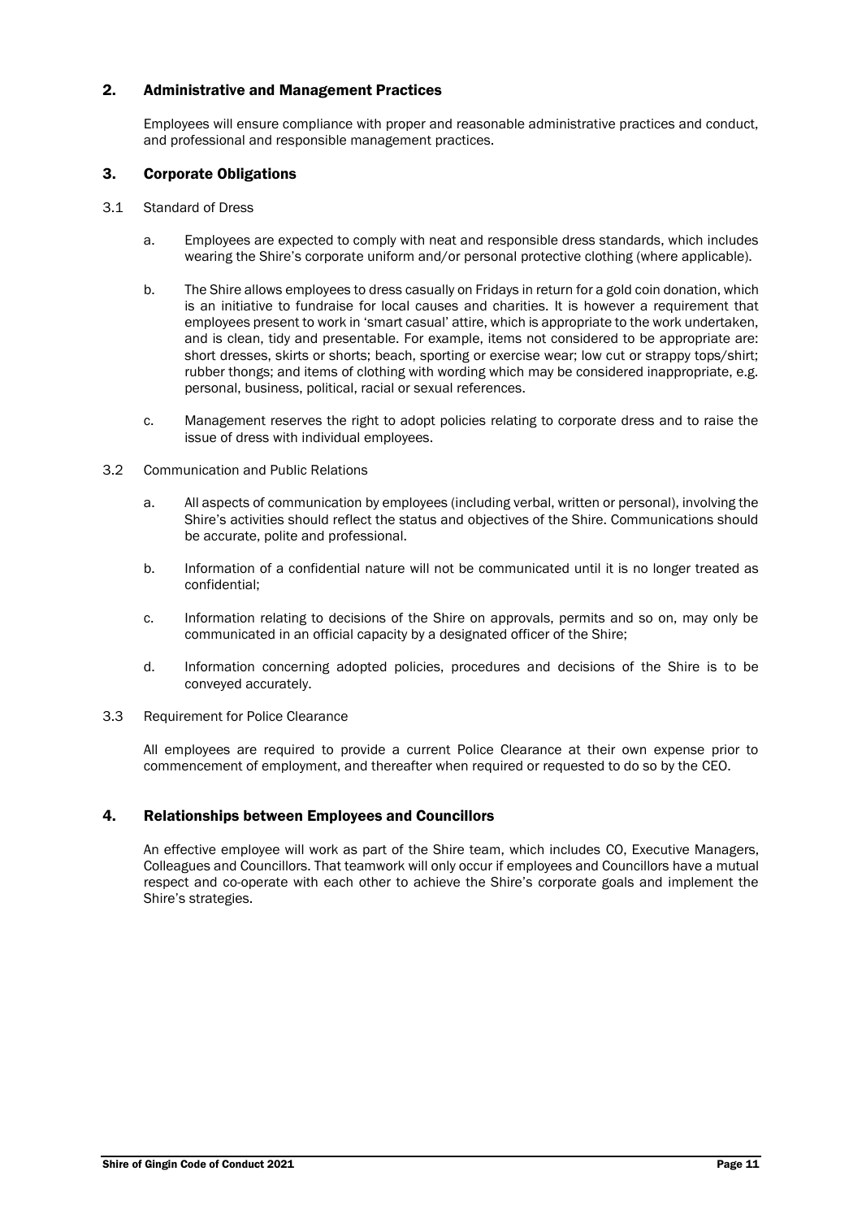## 2. Administrative and Management Practices

Employees will ensure compliance with proper and reasonable administrative practices and conduct, and professional and responsible management practices.

## 3. Corporate Obligations

3.1 Standard of Dress

a. Employees are expected to comply with neat and responsible dress standards, which includes wearing the Shire's corporate uniform and/or personal protective clothing (where applicable).

b. The Shire allows employees to dress casually on Fridays in return for a gold coin donation, which is an initiative to fundraise for local causes and charities. It is however a requirement that employees present to work in 'smart casual' attire, which is appropriate to the work undertaken, and is clean, tidy and presentable. For example, items not considered to be appropriate are: short dresses, skirts or shorts; beach, sporting or exercise wear; low cut or strappy tops/shirt; rubber thongs; and items of clothing with wording which may be considered inappropriate, e.g. personal, business, political, racial or sexual references.

c. Management reserves the right to adopt policies relating to corporate dress and to raise the issue of dress with individual employees.

3.2 Communication and Public Relations

a. All aspects of communication by employees (including verbal, written or personal), involving the Shire's activities should reflect the status and objectives of the Shire. Communications should be accurate, polite and professional.

b. Information of a confidential nature will not be communicated until it is no longer treated as confidential;

c. Information relating to decisions of the Shire on approvals, permits and so on, may only be communicated in an official capacity by a designated officer of the Shire;

d. Information concerning adopted policies, procedures and decisions of the Shire is to be conveyed accurately.

3.3 Requirement for Police Clearance

All employees are required to provide a current Police Clearance at their own expense prior to commencement of employment, and thereafter when required or requested to do so by the CEO.

## 4. Relationships between Employees and Councillors

An effective employee will work as part of the Shire team, which includes CO, Executive Managers, Colleagues and Councillors. That teamwork will only occur if employees and Councillors have a mutual respect and co-operate with each other to achieve the Shire's corporate goals and implement the Shire's strategies.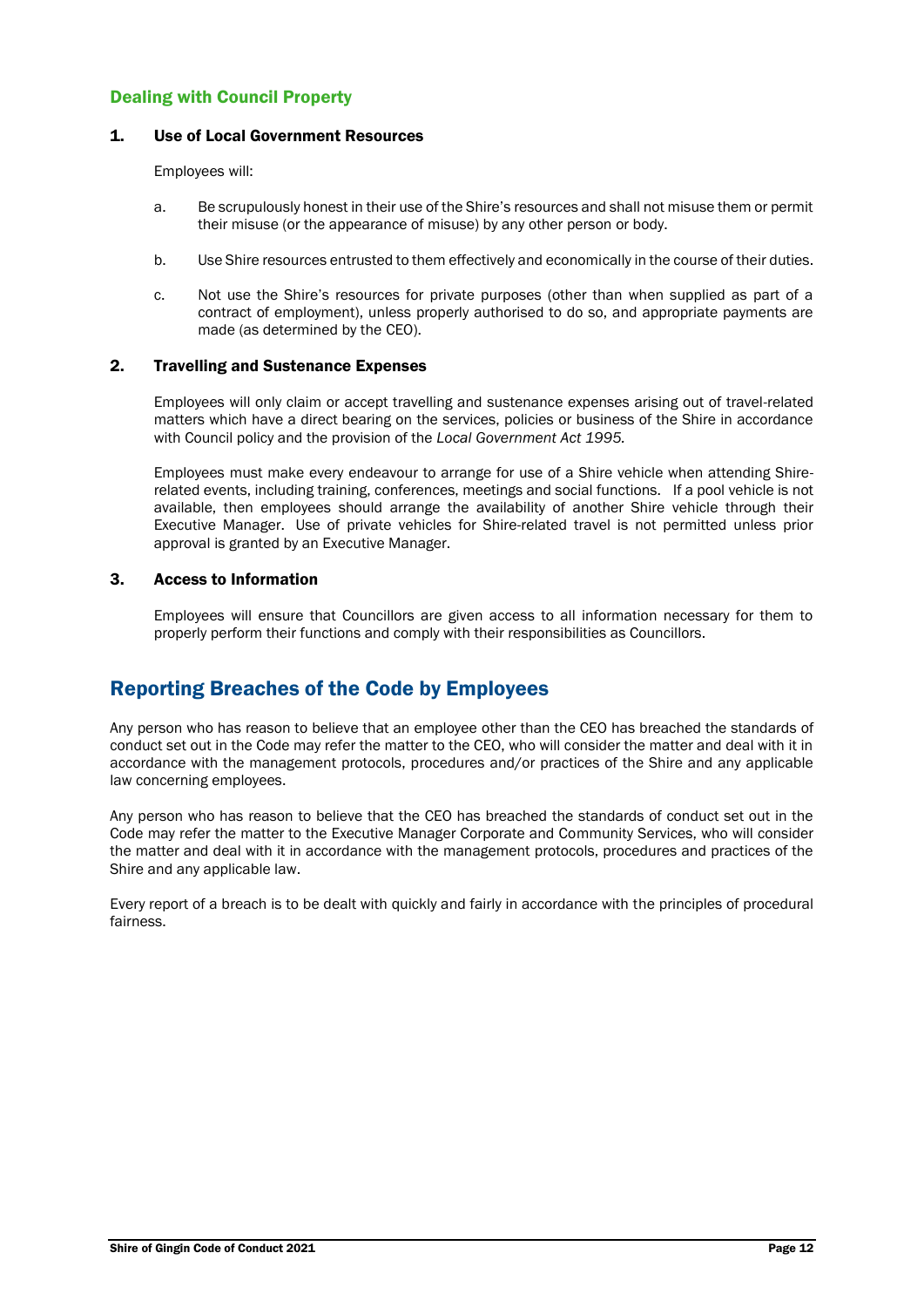### Dealing with Council Property

#### 1. Use of Local Government Resources

Employees will:

a. Be scrupulously honest in their use of the Shire's resources and shall not misuse them or permit their misuse (or the appearance of misuse) by any other person or body.

b. Use Shire resources entrusted to them effectively and economically in the course of their duties.

c. Not use the Shire's resources for private purposes (other than when supplied as part of a contract of employment), unless properly authorised to do so, and appropriate payments are made (as determined by the CEO).

#### 2. Travelling and Sustenance Expenses

Employees will only claim or accept travelling and sustenance expenses arising out of travel-related matters which have a direct bearing on the services, policies or business of the Shire in accordance with Council policy and the provision of the *Local Government Act 1995.*

Employees must make every endeavour to arrange for use of a Shire vehicle when attending Shire-related events, including training, conferences, meetings and social functions. If a pool vehicle is not available, then employees should arrange the availability of another Shire vehicle through their Executive Manager. Use of private vehicles for Shire-related travel is not permitted unless prior approval is granted by an Executive Manager.

#### 3. Access to Information

Employees will ensure that Councillors are given access to all information necessary for them to properly perform their functions and comply with their responsibilities as Councillors.

## Reporting Breaches of the Code by Employees

Any person who has reason to believe that an employee other than the CEO has breached the standards of conduct set out in the Code may refer the matter to the CEO, who will consider the matter and deal with it in accordance with the management protocols, procedures and/or practices of the Shire and any applicable law concerning employees.

Any person who has reason to believe that the CEO has breached the standards of conduct set out in the Code may refer the matter to the Executive Manager Corporate and Community Services, who will consider the matter and deal with it in accordance with the management protocols, procedures and practices of the Shire and any applicable law.

Every report of a breach is to be dealt with quickly and fairly in accordance with the principles of procedural fairness.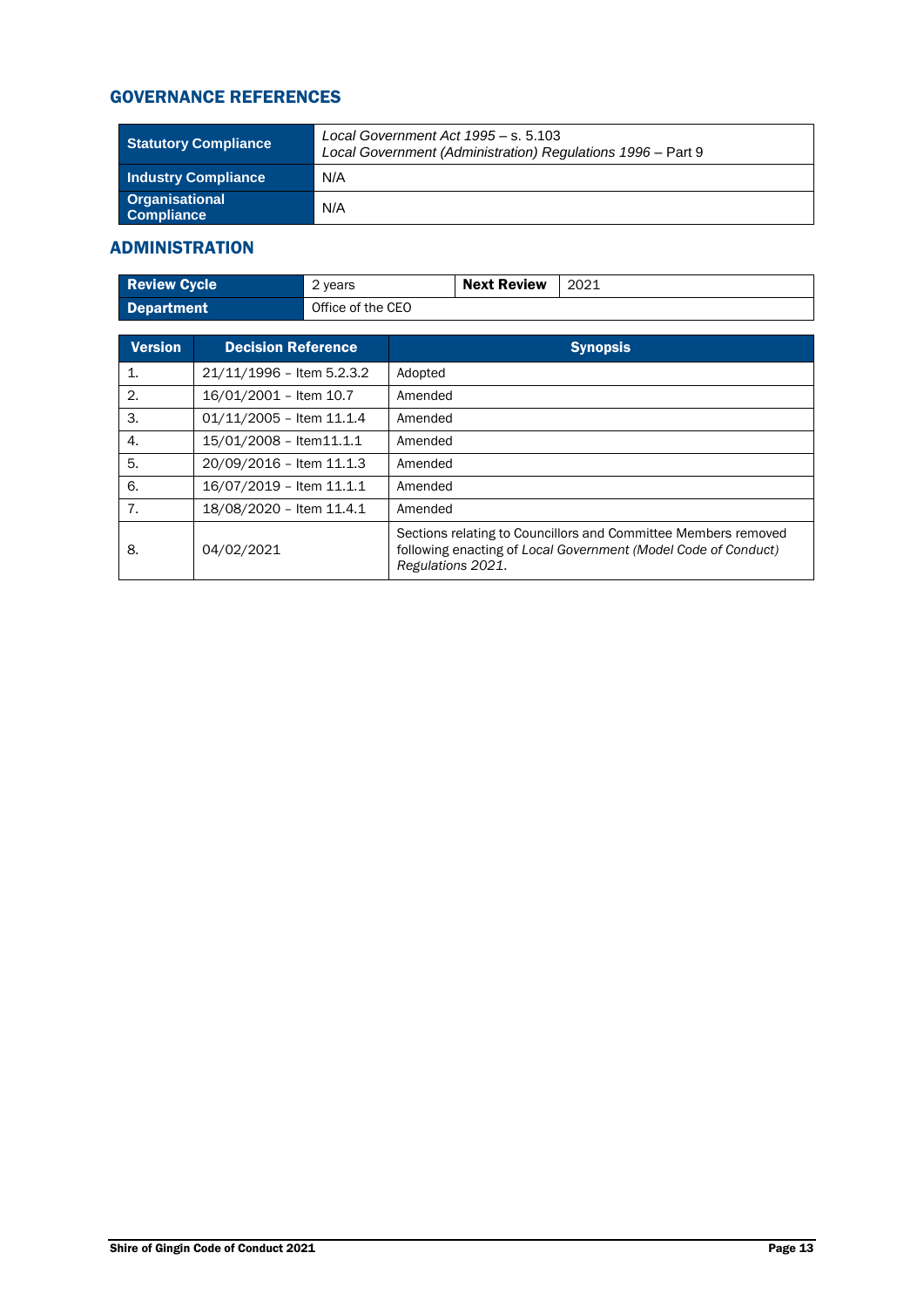## GOVERNANCE REFERENCES

| | |
|---|---|
| **Statutory Compliance** | *Local Government Act 1995* – s. 5.103<br>*Local Government (Administration) Regulations 1996* – Part 9 |
| **Industry Compliance** | N/A |
| **Organisational Compliance** | N/A |

## ADMINISTRATION

| | | | |
|---|---|---|---|
| **Review Cycle** | 2 years | **Next Review** | 2021 |
| **Department** | Office of the CEO | | |

| Version | Decision Reference | Synopsis |
|---|---|---|
| 1. | 21/11/1996 – Item 5.2.3.2 | Adopted |
| 2. | 16/01/2001 – Item 10.7 | Amended |
| 3. | 01/11/2005 – Item 11.1.4 | Amended |
| 4. | 15/01/2008 – Item11.1.1 | Amended |
| 5. | 20/09/2016 – Item 11.1.3 | Amended |
| 6. | 16/07/2019 – Item 11.1.1 | Amended |
| 7. | 18/08/2020 – Item 11.4.1 | Amended |
| 8. | 04/02/2021 | Sections relating to Councillors and Committee Members removed following enacting of *Local Government (Model Code of Conduct) Regulations 2021*. |